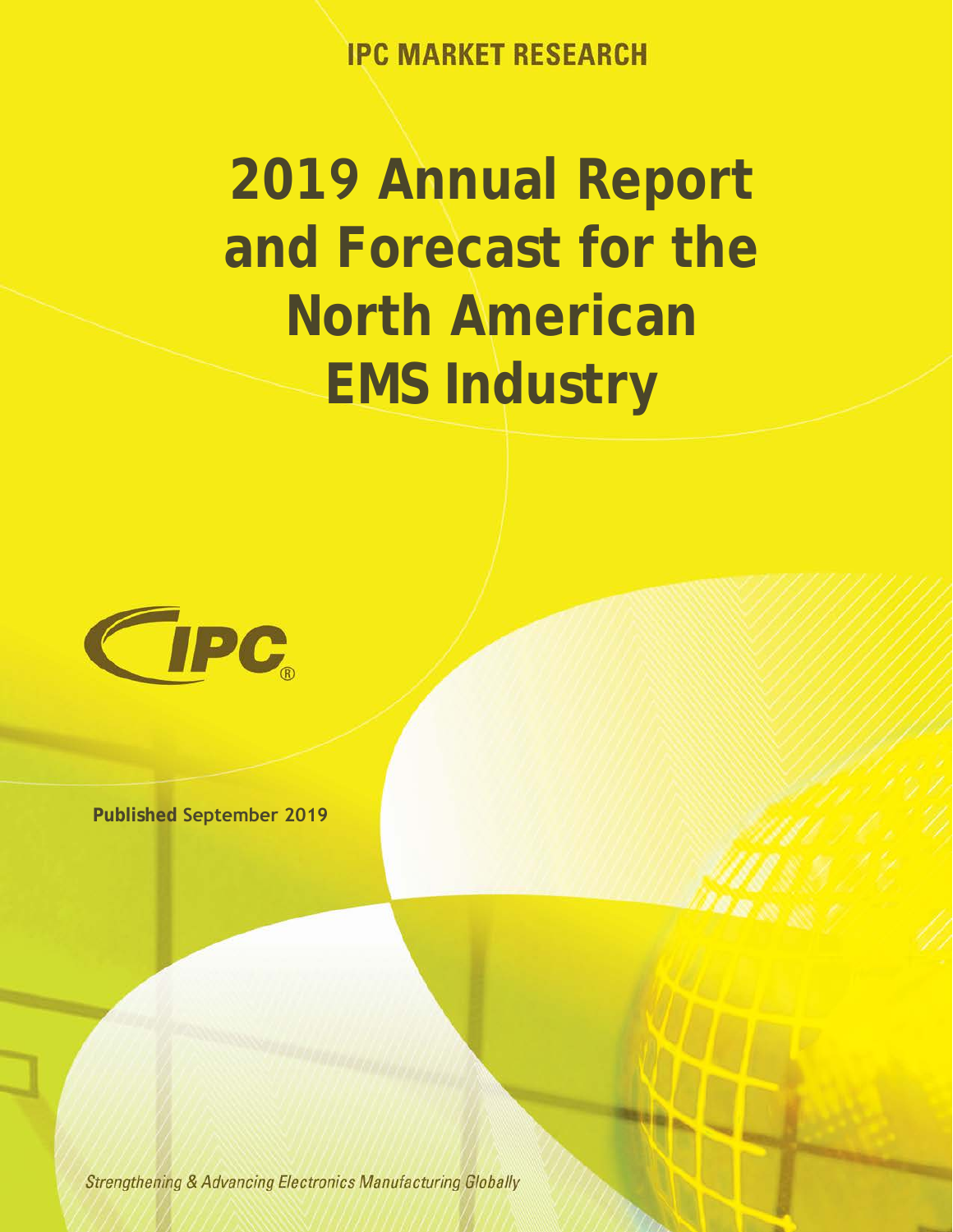IPC MARKET RESEARCH

# 2019 Annual Report and Forecast for the North American EMS Industry

IPC®

**Published September 2019**

*Strengthening & Advancing Electronics Manufacturing Globally*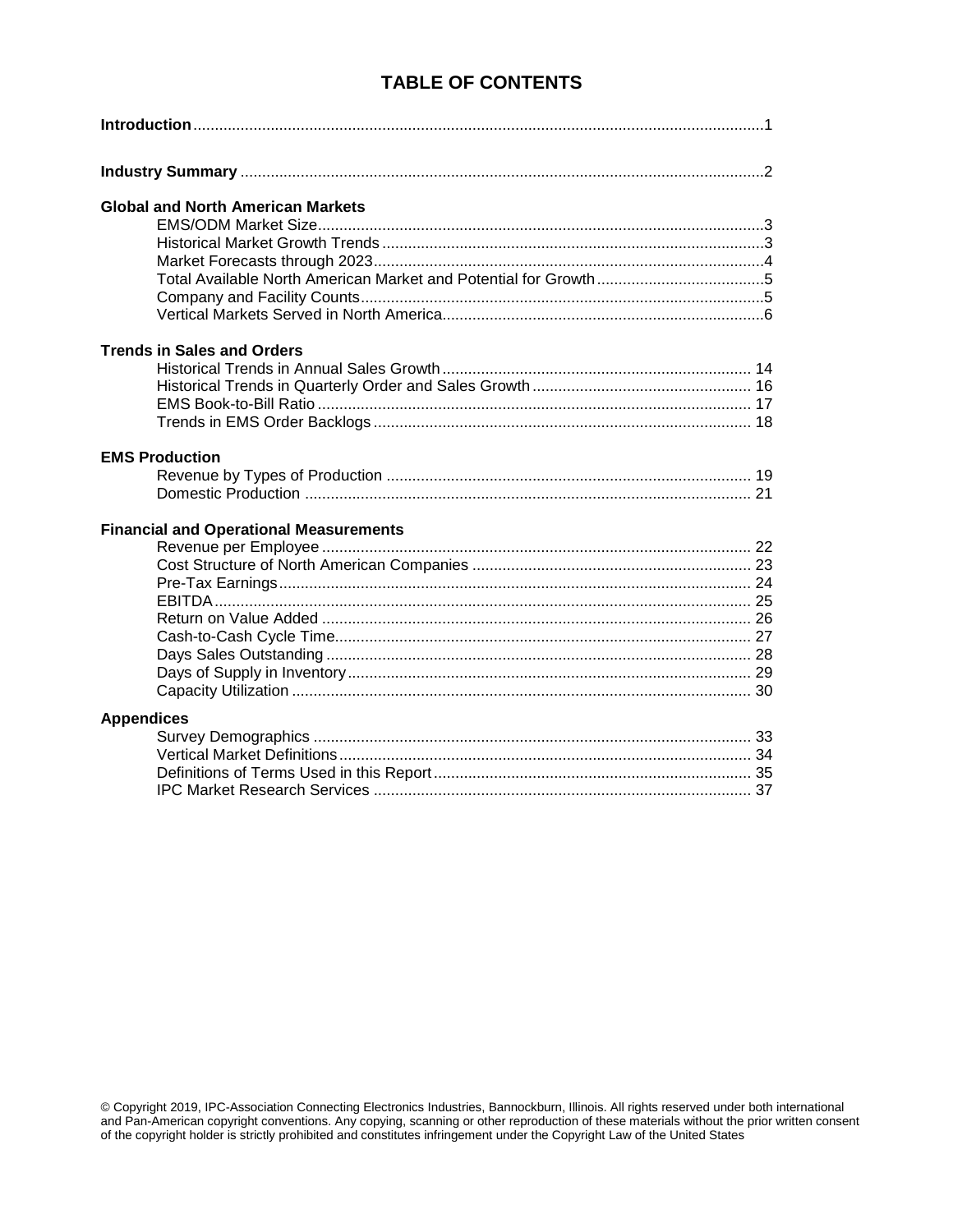# TABLE OF CONTENTS

**Introduction** ... 1

**Industry Summary** ... 2

**Global and North American Markets**

- EMS/ODM Market Size ... 3
- Historical Market Growth Trends ... 3
- Market Forecasts through 2023 ... 4
- Total Available North American Market and Potential for Growth ... 5
- Company and Facility Counts ... 5
- Vertical Markets Served in North America ... 6

**Trends in Sales and Orders**

- Historical Trends in Annual Sales Growth ... 14
- Historical Trends in Quarterly Order and Sales Growth ... 16
- EMS Book-to-Bill Ratio ... 17
- Trends in EMS Order Backlogs ... 18

**EMS Production**

- Revenue by Types of Production ... 19
- Domestic Production ... 21

**Financial and Operational Measurements**

- Revenue per Employee ... 22
- Cost Structure of North American Companies ... 23
- Pre-Tax Earnings ... 24
- EBITDA ... 25
- Return on Value Added ... 26
- Cash-to-Cash Cycle Time ... 27
- Days Sales Outstanding ... 28
- Days of Supply in Inventory ... 29
- Capacity Utilization ... 30

**Appendices**

- Survey Demographics ... 33
- Vertical Market Definitions ... 34
- Definitions of Terms Used in this Report ... 35
- IPC Market Research Services ... 37

© Copyright 2019, IPC-Association Connecting Electronics Industries, Bannockburn, Illinois. All rights reserved under both international and Pan-American copyright conventions. Any copying, scanning or other reproduction of these materials without the prior written consent of the copyright holder is strictly prohibited and constitutes infringement under the Copyright Law of the United States